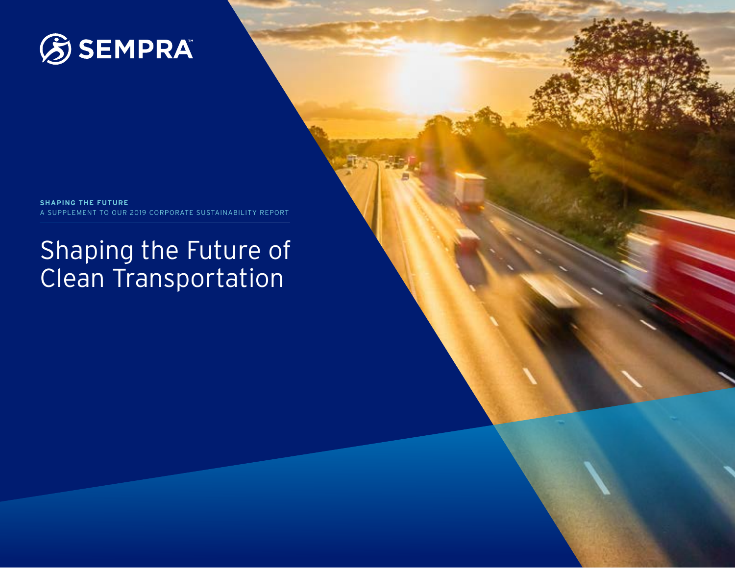SEMPRA™

**SHAPING THE FUTURE**
A SUPPLEMENT TO OUR 2019 CORPORATE SUSTAINABILITY REPORT

# Shaping the Future of Clean Transportation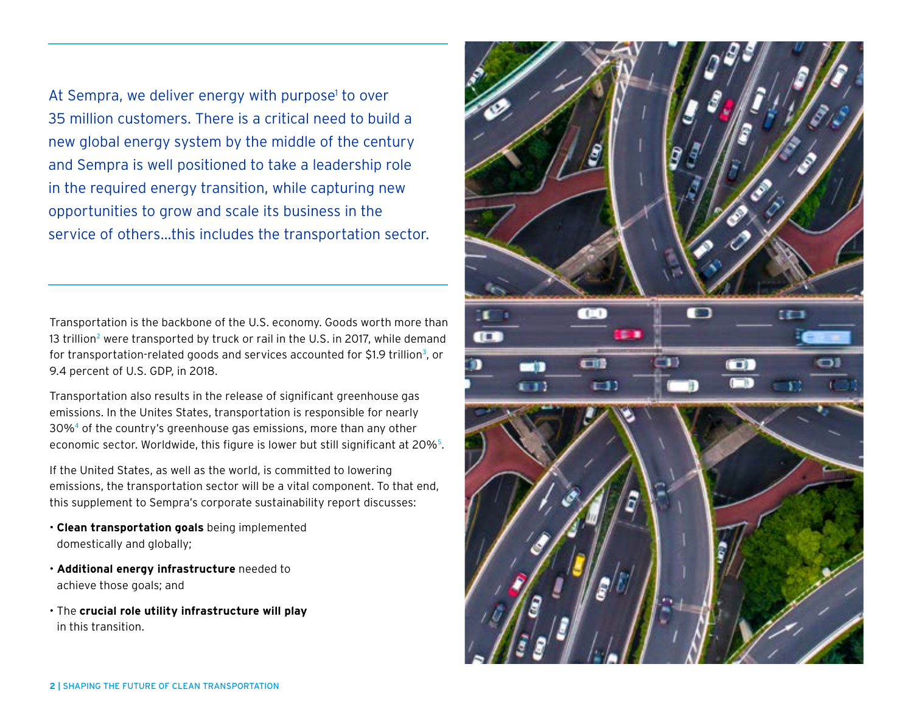At Sempra, we deliver energy with purpose[1] to over 35 million customers. There is a critical need to build a new global energy system by the middle of the century and Sempra is well positioned to take a leadership role in the required energy transition, while capturing new opportunities to grow and scale its business in the service of others...this includes the transportation sector.

Transportation is the backbone of the U.S. economy. Goods worth more than 13 trillion[2] were transported by truck or rail in the U.S. in 2017, while demand for transportation-related goods and services accounted for $1.9 trillion[3], or 9.4 percent of U.S. GDP, in 2018.

Transportation also results in the release of significant greenhouse gas emissions. In the Unites States, transportation is responsible for nearly 30%[4] of the country's greenhouse gas emissions, more than any other economic sector. Worldwide, this figure is lower but still significant at 20%[5].

If the United States, as well as the world, is committed to lowering emissions, the transportation sector will be a vital component. To that end, this supplement to Sempra's corporate sustainability report discusses:

- **Clean transportation goals** being implemented domestically and globally;
- **Additional energy infrastructure** needed to achieve those goals; and
- The **crucial role utility infrastructure will play** in this transition.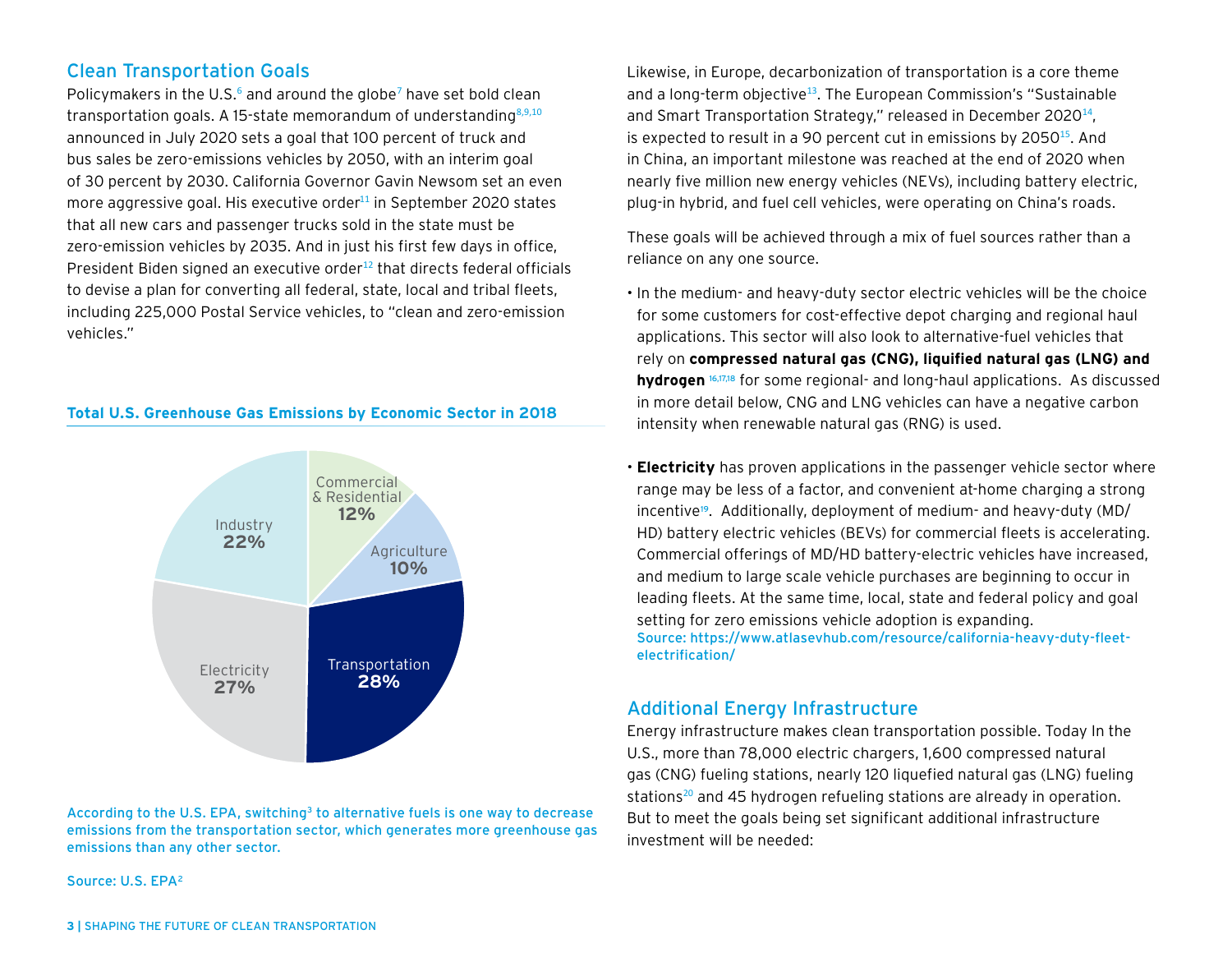## Clean Transportation Goals

Policymakers in the U.S.[6] and around the globe[7] have set bold clean transportation goals. A 15-state memorandum of understanding[8,9,10] announced in July 2020 sets a goal that 100 percent of truck and bus sales be zero-emissions vehicles by 2050, with an interim goal of 30 percent by 2030. California Governor Gavin Newsom set an even more aggressive goal. His executive order[11] in September 2020 states that all new cars and passenger trucks sold in the state must be zero-emission vehicles by 2035. And in just his first few days in office, President Biden signed an executive order[12] that directs federal officials to devise a plan for converting all federal, state, local and tribal fleets, including 225,000 Postal Service vehicles, to "clean and zero-emission vehicles."

**Total U.S. Greenhouse Gas Emissions by Economic Sector in 2018**

| Sector | Share |
|---|---|
| Transportation | 28% |
| Electricity | 27% |
| Industry | 22% |
| Commercial & Residential | 12% |
| Agriculture | 10% |

According to the U.S. EPA, switching[3] to alternative fuels is one way to decrease emissions from the transportation sector, which generates more greenhouse gas emissions than any other sector.

Source: U.S. EPA[2]

Likewise, in Europe, decarbonization of transportation is a core theme and a long-term objective[13]. The European Commission's "Sustainable and Smart Transportation Strategy," released in December 2020[14], is expected to result in a 90 percent cut in emissions by 2050[15]. And in China, an important milestone was reached at the end of 2020 when nearly five million new energy vehicles (NEVs), including battery electric, plug-in hybrid, and fuel cell vehicles, were operating on China's roads.

These goals will be achieved through a mix of fuel sources rather than a reliance on any one source.

- In the medium- and heavy-duty sector electric vehicles will be the choice for some customers for cost-effective depot charging and regional haul applications. This sector will also look to alternative-fuel vehicles that rely on **compressed natural gas (CNG), liquified natural gas (LNG) and hydrogen** [16,17,18] for some regional- and long-haul applications. As discussed in more detail below, CNG and LNG vehicles can have a negative carbon intensity when renewable natural gas (RNG) is used.

- **Electricity** has proven applications in the passenger vehicle sector where range may be less of a factor, and convenient at-home charging a strong incentive[19]. Additionally, deployment of medium- and heavy-duty (MD/HD) battery electric vehicles (BEVs) for commercial fleets is accelerating. Commercial offerings of MD/HD battery-electric vehicles have increased, and medium to large scale vehicle purchases are beginning to occur in leading fleets. At the same time, local, state and federal policy and goal setting for zero emissions vehicle adoption is expanding.
  Source: https://www.atlasevhub.com/resource/california-heavy-duty-fleet-electrification/

## Additional Energy Infrastructure

Energy infrastructure makes clean transportation possible. Today In the U.S., more than 78,000 electric chargers, 1,600 compressed natural gas (CNG) fueling stations, nearly 120 liquefied natural gas (LNG) fueling stations[20] and 45 hydrogen refueling stations are already in operation. But to meet the goals being set significant additional infrastructure investment will be needed: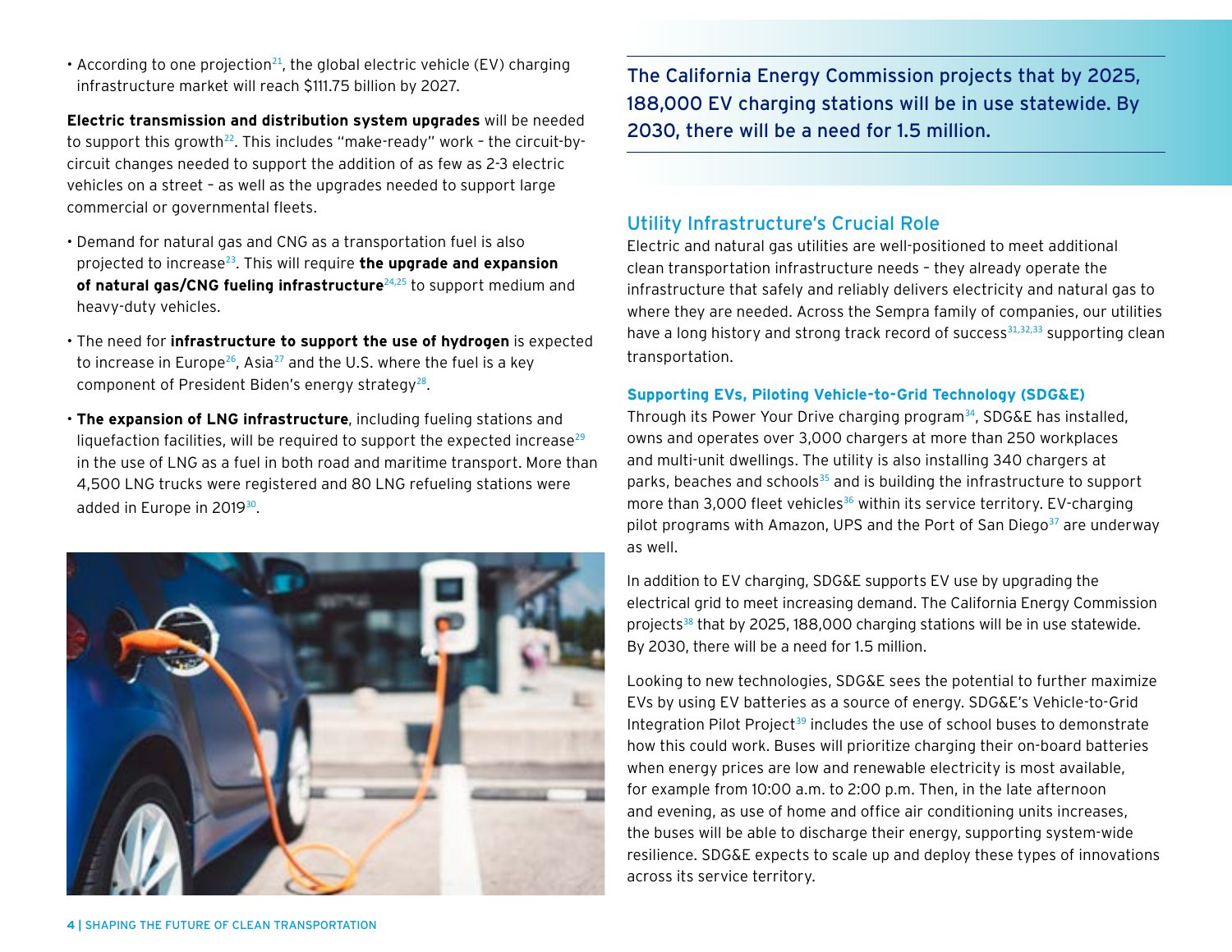- According to one projection[21], the global electric vehicle (EV) charging infrastructure market will reach $111.75 billion by 2027.

**Electric transmission and distribution system upgrades** will be needed to support this growth[22]. This includes "make-ready" work – the circuit-by-circuit changes needed to support the addition of as few as 2-3 electric vehicles on a street – as well as the upgrades needed to support large commercial or governmental fleets.

- Demand for natural gas and CNG as a transportation fuel is also projected to increase[23]. This will require **the upgrade and expansion of natural gas/CNG fueling infrastructure**[24,25] to support medium and heavy-duty vehicles.
- The need for **infrastructure to support the use of hydrogen** is expected to increase in Europe[26], Asia[27] and the U.S. where the fuel is a key component of President Biden's energy strategy[28].
- **The expansion of LNG infrastructure**, including fueling stations and liquefaction facilities, will be required to support the expected increase[29] in the use of LNG as a fuel in both road and maritime transport. More than 4,500 LNG trucks were registered and 80 LNG refueling stations were added in Europe in 2019[30].

> The California Energy Commission projects that by 2025, 188,000 EV charging stations will be in use statewide. By 2030, there will be a need for 1.5 million.

## Utility Infrastructure's Crucial Role

Electric and natural gas utilities are well-positioned to meet additional clean transportation infrastructure needs – they already operate the infrastructure that safely and reliably delivers electricity and natural gas to where they are needed. Across the Sempra family of companies, our utilities have a long history and strong track record of success[31,32,33] supporting clean transportation.

### Supporting EVs, Piloting Vehicle-to-Grid Technology (SDG&E)

Through its Power Your Drive charging program[34], SDG&E has installed, owns and operates over 3,000 chargers at more than 250 workplaces and multi-unit dwellings. The utility is also installing 340 chargers at parks, beaches and schools[35] and is building the infrastructure to support more than 3,000 fleet vehicles[36] within its service territory. EV-charging pilot programs with Amazon, UPS and the Port of San Diego[37] are underway as well.

In addition to EV charging, SDG&E supports EV use by upgrading the electrical grid to meet increasing demand. The California Energy Commission projects[38] that by 2025, 188,000 charging stations will be in use statewide. By 2030, there will be a need for 1.5 million.

Looking to new technologies, SDG&E sees the potential to further maximize EVs by using EV batteries as a source of energy. SDG&E's Vehicle-to-Grid Integration Pilot Project[39] includes the use of school buses to demonstrate how this could work. Buses will prioritize charging their on-board batteries when energy prices are low and renewable electricity is most available, for example from 10:00 a.m. to 2:00 p.m. Then, in the late afternoon and evening, as use of home and office air conditioning units increases, the buses will be able to discharge their energy, supporting system-wide resilience. SDG&E expects to scale up and deploy these types of innovations across its service territory.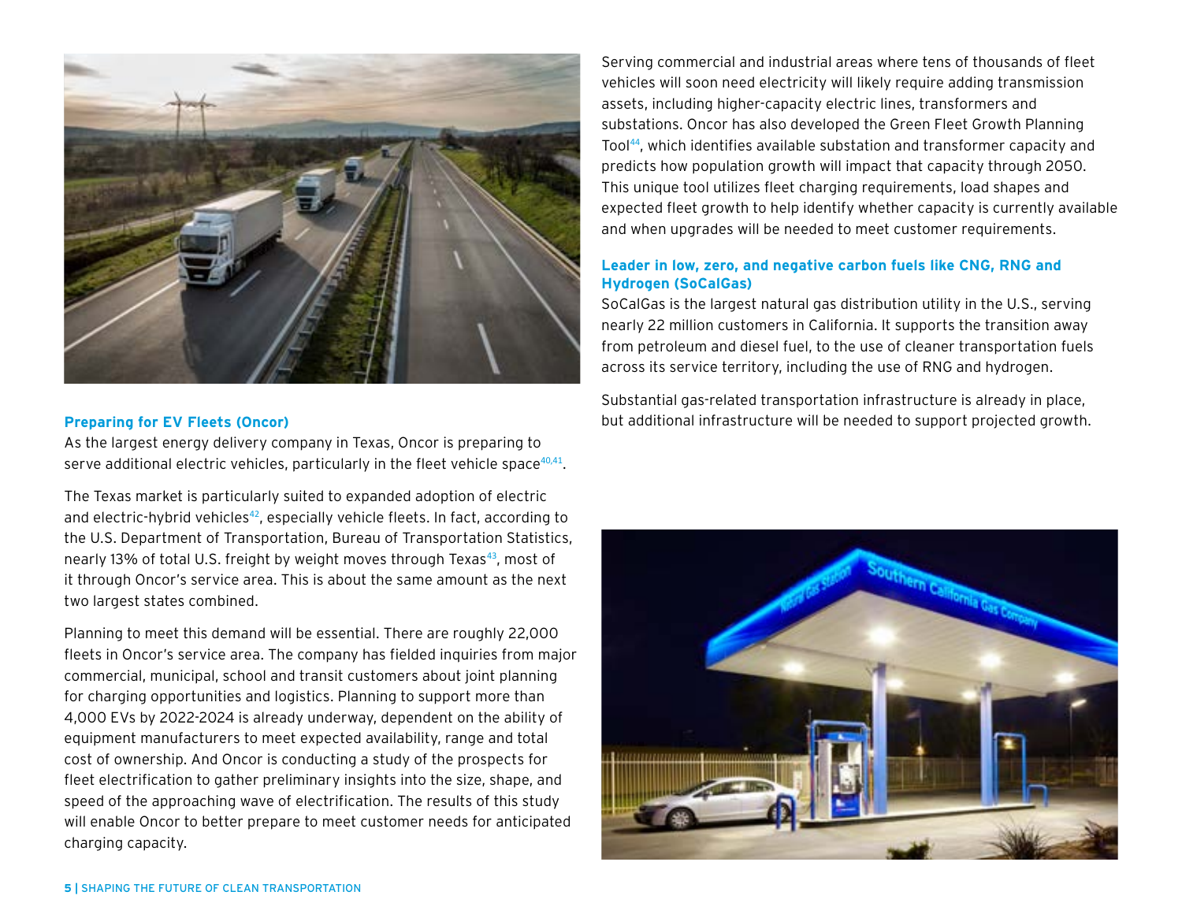### Preparing for EV Fleets (Oncor)

As the largest energy delivery company in Texas, Oncor is preparing to serve additional electric vehicles, particularly in the fleet vehicle space[40,41].

The Texas market is particularly suited to expanded adoption of electric and electric-hybrid vehicles[42], especially vehicle fleets. In fact, according to the U.S. Department of Transportation, Bureau of Transportation Statistics, nearly 13% of total U.S. freight by weight moves through Texas[43], most of it through Oncor's service area. This is about the same amount as the next two largest states combined.

Planning to meet this demand will be essential. There are roughly 22,000 fleets in Oncor's service area. The company has fielded inquiries from major commercial, municipal, school and transit customers about joint planning for charging opportunities and logistics. Planning to support more than 4,000 EVs by 2022-2024 is already underway, dependent on the ability of equipment manufacturers to meet expected availability, range and total cost of ownership. And Oncor is conducting a study of the prospects for fleet electrification to gather preliminary insights into the size, shape, and speed of the approaching wave of electrification. The results of this study will enable Oncor to better prepare to meet customer needs for anticipated charging capacity.

Serving commercial and industrial areas where tens of thousands of fleet vehicles will soon need electricity will likely require adding transmission assets, including higher-capacity electric lines, transformers and substations. Oncor has also developed the Green Fleet Growth Planning Tool[44], which identifies available substation and transformer capacity and predicts how population growth will impact that capacity through 2050. This unique tool utilizes fleet charging requirements, load shapes and expected fleet growth to help identify whether capacity is currently available and when upgrades will be needed to meet customer requirements.

### Leader in low, zero, and negative carbon fuels like CNG, RNG and Hydrogen (SoCalGas)

SoCalGas is the largest natural gas distribution utility in the U.S., serving nearly 22 million customers in California. It supports the transition away from petroleum and diesel fuel, to the use of cleaner transportation fuels across its service territory, including the use of RNG and hydrogen.

Substantial gas-related transportation infrastructure is already in place, but additional infrastructure will be needed to support projected growth.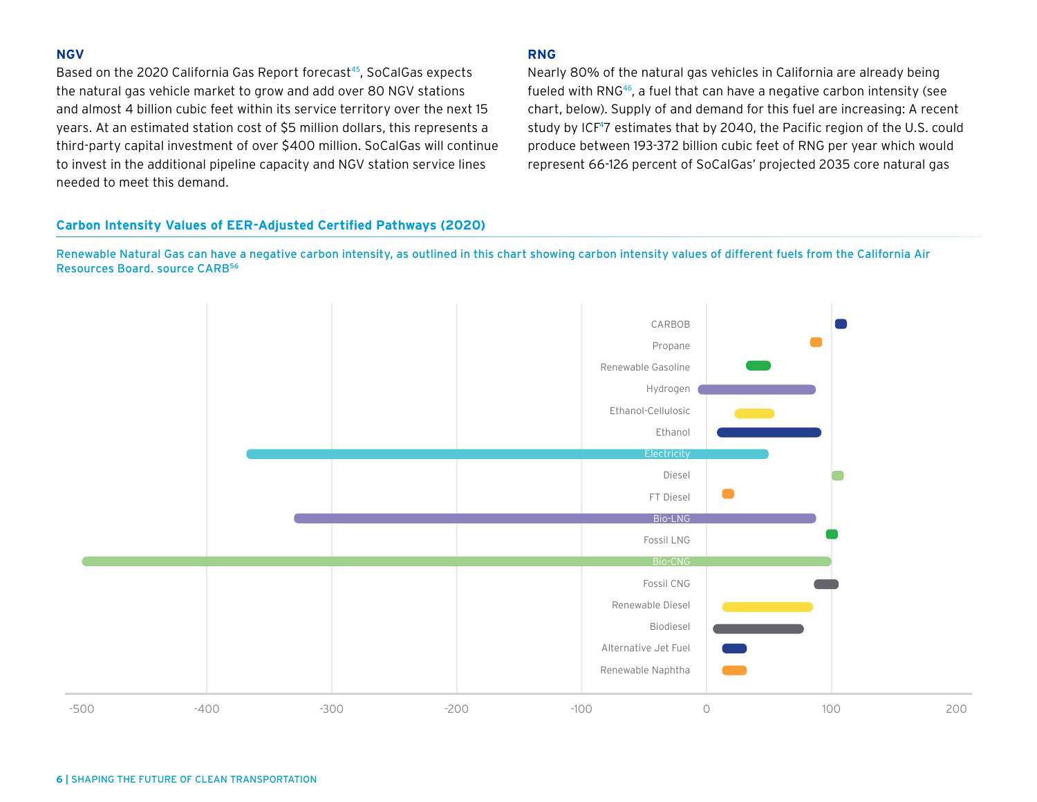### NGV

Based on the 2020 California Gas Report forecast[45], SoCalGas expects the natural gas vehicle market to grow and add over 80 NGV stations and almost 4 billion cubic feet within its service territory over the next 15 years. At an estimated station cost of $5 million dollars, this represents a third-party capital investment of over $400 million. SoCalGas will continue to invest in the additional pipeline capacity and NGV station service lines needed to meet this demand.

### RNG

Nearly 80% of the natural gas vehicles in California are already being fueled with RNG[46], a fuel that can have a negative carbon intensity (see chart, below). Supply of and demand for this fuel are increasing: A recent study by ICF[47] estimates that by 2040, the Pacific region of the U.S. could produce between 193-372 billion cubic feet of RNG per year which would represent 66-126 percent of SoCalGas' projected 2035 core natural gas

### Carbon Intensity Values of EER-Adjusted Certified Pathways (2020)

Renewable Natural Gas can have a negative carbon intensity, as outlined in this chart showing carbon intensity values of different fuels from the California Air Resources Board. source CARB[56]

CARBOB
Propane
Renewable Gasoline
Hydrogen
Ethanol-Cellulosic
Ethanol
Electricity
Diesel
FT Diesel
Bio-LNG
Fossil LNG
Bio-CNG
Fossil CNG
Renewable Diesel
Biodiesel
Alternative Jet Fuel
Renewable Naphtha

-500 -400 -300 -200 -100 0 100 200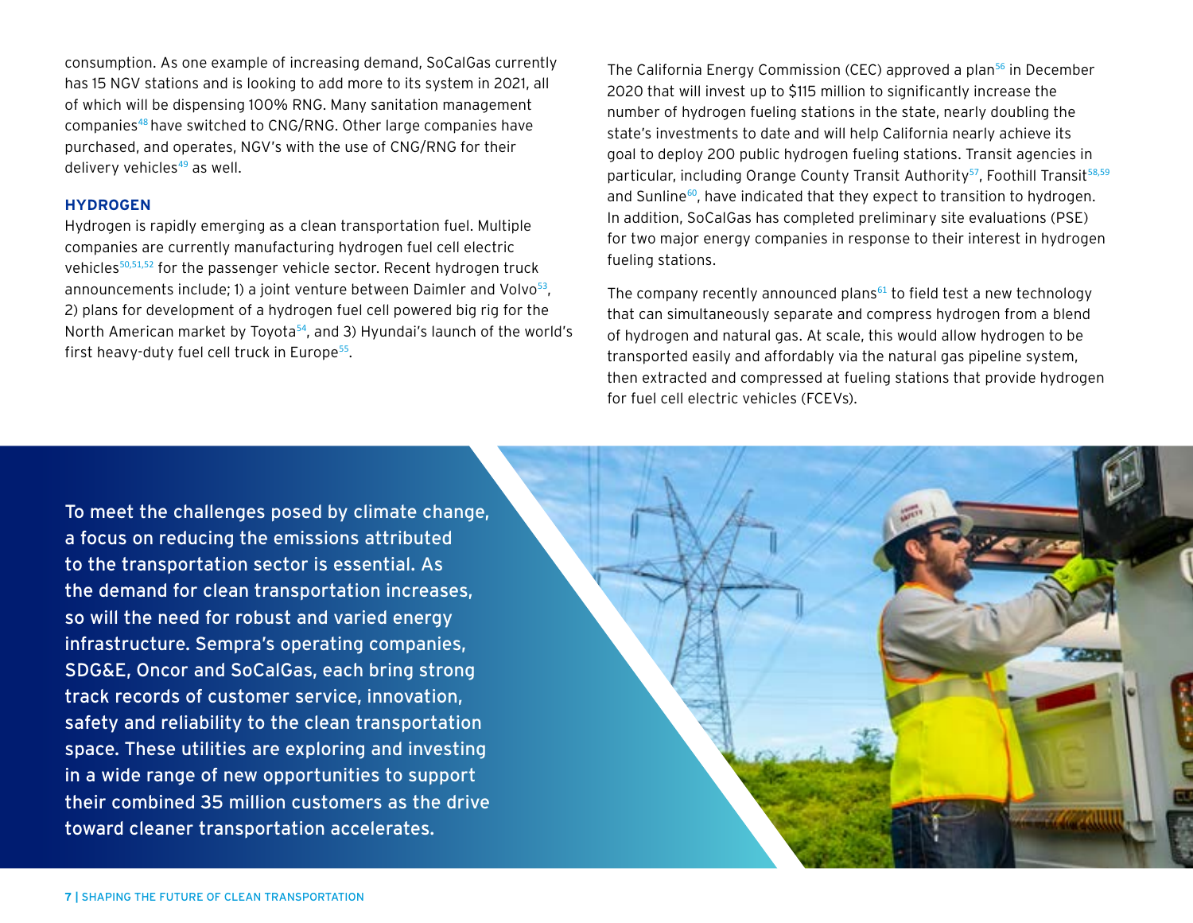consumption. As one example of increasing demand, SoCalGas currently has 15 NGV stations and is looking to add more to its system in 2021, all of which will be dispensing 100% RNG. Many sanitation management companies[48] have switched to CNG/RNG. Other large companies have purchased, and operates, NGV's with the use of CNG/RNG for their delivery vehicles[49] as well.

### HYDROGEN

Hydrogen is rapidly emerging as a clean transportation fuel. Multiple companies are currently manufacturing hydrogen fuel cell electric vehicles[50,51,52] for the passenger vehicle sector. Recent hydrogen truck announcements include; 1) a joint venture between Daimler and Volvo[53], 2) plans for development of a hydrogen fuel cell powered big rig for the North American market by Toyota[54], and 3) Hyundai's launch of the world's first heavy-duty fuel cell truck in Europe[55].

The California Energy Commission (CEC) approved a plan[56] in December 2020 that will invest up to $115 million to significantly increase the number of hydrogen fueling stations in the state, nearly doubling the state's investments to date and will help California nearly achieve its goal to deploy 200 public hydrogen fueling stations. Transit agencies in particular, including Orange County Transit Authority[57], Foothill Transit[58,59] and Sunline[60], have indicated that they expect to transition to hydrogen. In addition, SoCalGas has completed preliminary site evaluations (PSE) for two major energy companies in response to their interest in hydrogen fueling stations.

The company recently announced plans[61] to field test a new technology that can simultaneously separate and compress hydrogen from a blend of hydrogen and natural gas. At scale, this would allow hydrogen to be transported easily and affordably via the natural gas pipeline system, then extracted and compressed at fueling stations that provide hydrogen for fuel cell electric vehicles (FCEVs).

To meet the challenges posed by climate change, a focus on reducing the emissions attributed to the transportation sector is essential. As the demand for clean transportation increases, so will the need for robust and varied energy infrastructure. Sempra's operating companies, SDG&E, Oncor and SoCalGas, each bring strong track records of customer service, innovation, safety and reliability to the clean transportation space. These utilities are exploring and investing in a wide range of new opportunities to support their combined 35 million customers as the drive toward cleaner transportation accelerates.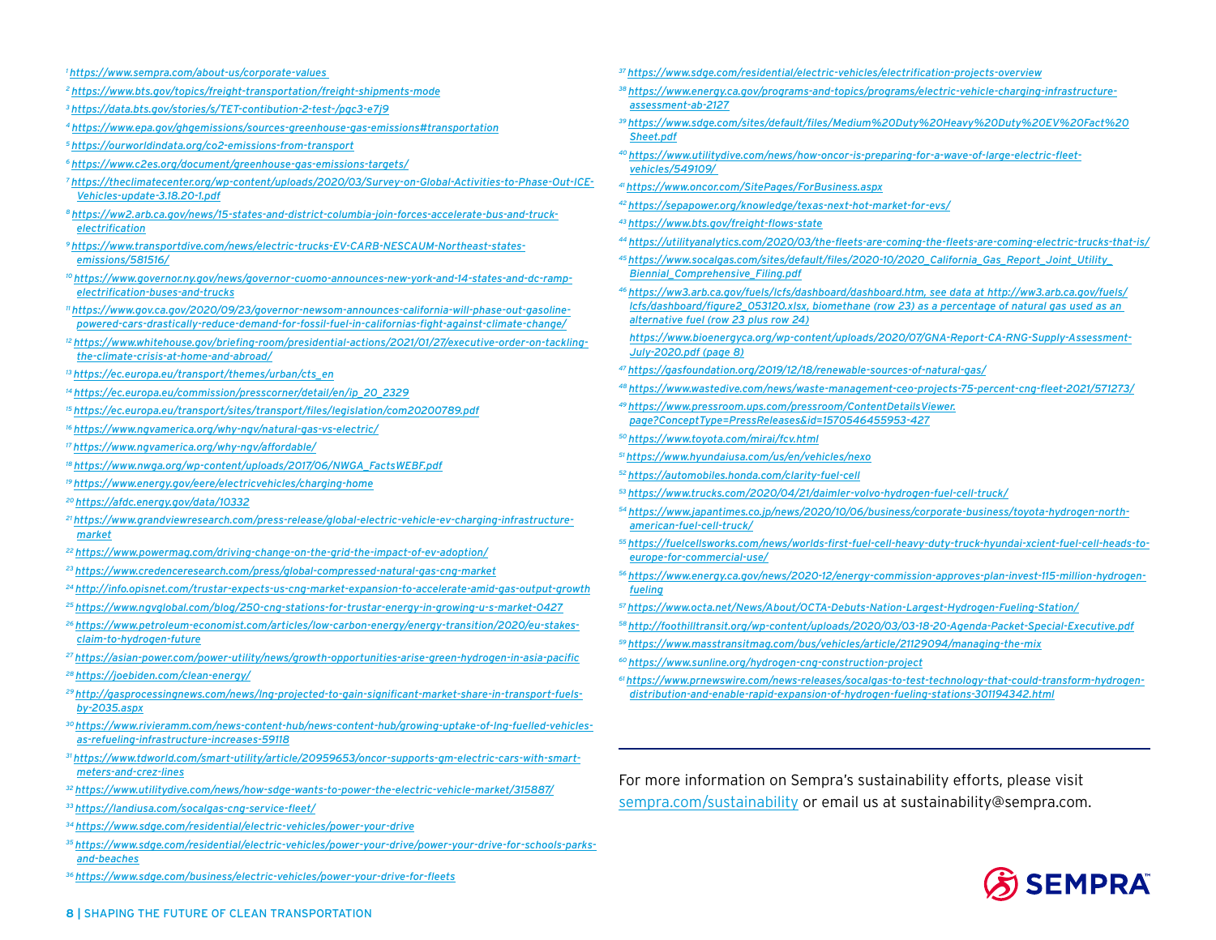[1] https://www.sempra.com/about-us/corporate-values

[2] https://www.bts.gov/topics/freight-transportation/freight-shipments-mode

[3] https://data.bts.gov/stories/s/TET-contibution-2-test-/pgc3-e7j9

[4] https://www.epa.gov/ghgemissions/sources-greenhouse-gas-emissions#transportation

[5] https://ourworldindata.org/co2-emissions-from-transport

[6] https://www.c2es.org/document/greenhouse-gas-emissions-targets/

[7] https://theclimatecenter.org/wp-content/uploads/2020/03/Survey-on-Global-Activities-to-Phase-Out-ICE-Vehicles-update-3.18.20-1.pdf

[8] https://ww2.arb.ca.gov/news/15-states-and-district-columbia-join-forces-accelerate-bus-and-truck-electrification

[9] https://www.transportdive.com/news/electric-trucks-EV-CARB-NESCAUM-Northeast-states-emissions/581516/

[10] https://www.governor.ny.gov/news/governor-cuomo-announces-new-york-and-14-states-and-dc-ramp-electrification-buses-and-trucks

[11] https://www.gov.ca.gov/2020/09/23/governor-newsom-announces-california-will-phase-out-gasoline-powered-cars-drastically-reduce-demand-for-fossil-fuel-in-californias-fight-against-climate-change/

[12] https://www.whitehouse.gov/briefing-room/presidential-actions/2021/01/27/executive-order-on-tackling-the-climate-crisis-at-home-and-abroad/

[13] https://ec.europa.eu/transport/themes/urban/cts_en

[14] https://ec.europa.eu/commission/presscorner/detail/en/ip_20_2329

[15] https://ec.europa.eu/transport/sites/transport/files/legislation/com20200789.pdf

[16] https://www.ngvamerica.org/why-ngv/natural-gas-vs-electric/

[17] https://www.ngvamerica.org/why-ngv/affordable/

[18] https://www.nwga.org/wp-content/uploads/2017/06/NWGA_FactsWEBF.pdf

[19] https://www.energy.gov/eere/electricvehicles/charging-home

[20] https://afdc.energy.gov/data/10332

[21] https://www.grandviewresearch.com/press-release/global-electric-vehicle-ev-charging-infrastructure-market

[22] https://www.powermag.com/driving-change-on-the-grid-the-impact-of-ev-adoption/

[23] https://www.credenceresearch.com/press/global-compressed-natural-gas-cng-market

[24] http://info.opisnet.com/trustar-expects-us-cng-market-expansion-to-accelerate-amid-gas-output-growth

[25] https://www.ngvglobal.com/blog/250-cng-stations-for-trustar-energy-in-growing-u-s-market-0427

[26] https://www.petroleum-economist.com/articles/low-carbon-energy/energy-transition/2020/eu-stakes-claim-to-hydrogen-future

[27] https://asian-power.com/power-utility/news/growth-opportunities-arise-green-hydrogen-in-asia-pacific

[28] https://joebiden.com/clean-energy/

[29] http://gasprocessingnews.com/news/lng-projected-to-gain-significant-market-share-in-transport-fuels-by-2035.aspx

[30] https://www.rivieramm.com/news-content-hub/news-content-hub/growing-uptake-of-lng-fuelled-vehicles-as-refueling-infrastructure-increases-59118

[31] https://www.tdworld.com/smart-utility/article/20959653/oncor-supports-gm-electric-cars-with-smart-meters-and-crez-lines

[32] https://www.utilitydive.com/news/how-sdge-wants-to-power-the-electric-vehicle-market/315887/

[33] https://landiusa.com/socalgas-cng-service-fleet/

[34] https://www.sdge.com/residential/electric-vehicles/power-your-drive

[35] https://www.sdge.com/residential/electric-vehicles/power-your-drive/power-your-drive-for-schools-parks-and-beaches

[36] https://www.sdge.com/business/electric-vehicles/power-your-drive-for-fleets

[37] https://www.sdge.com/residential/electric-vehicles/electrification-projects-overview

[38] https://www.energy.ca.gov/programs-and-topics/programs/electric-vehicle-charging-infrastructure-assessment-ab-2127

[39] https://www.sdge.com/sites/default/files/Medium%20Duty%20Heavy%20Duty%20EV%20Fact%20Sheet.pdf

[40] https://www.utilitydive.com/news/how-oncor-is-preparing-for-a-wave-of-large-electric-fleet-vehicles/549109/

[41] https://www.oncor.com/SitePages/ForBusiness.aspx

[42] https://sepapower.org/knowledge/texas-next-hot-market-for-evs/

[43] https://www.bts.gov/freight-flows-state

[44] https://utilityanalytics.com/2020/03/the-fleets-are-coming-the-fleets-are-coming-electric-trucks-that-is/

[45] https://www.socalgas.com/sites/default/files/2020-10/2020_California_Gas_Report_Joint_Utility_Biennial_Comprehensive_Filing.pdf

[46] https://ww3.arb.ca.gov/fuels/lcfs/dashboard/dashboard.htm, see data at http://ww3.arb.ca.gov/fuels/lcfs/dashboard/figure2_053120.xlsx, biomethane (row 23) as a percentage of natural gas used as an alternative fuel (row 23 plus row 24)

https://www.bioenergyca.org/wp-content/uploads/2020/07/GNA-Report-CA-RNG-Supply-Assessment-July-2020.pdf (page 8)

[47] https://gasfoundation.org/2019/12/18/renewable-sources-of-natural-gas/

[48] https://www.wastedive.com/news/waste-management-ceo-projects-75-percent-cng-fleet-2021/571273/

[49] https://www.pressroom.ups.com/pressroom/ContentDetailsViewer.page?ConceptType=PressReleases&id=1570546455953-427

[50] https://www.toyota.com/mirai/fcv.html

[51] https://www.hyundaiusa.com/us/en/vehicles/nexo

[52] https://automobiles.honda.com/clarity-fuel-cell

[53] https://www.trucks.com/2020/04/21/daimler-volvo-hydrogen-fuel-cell-truck/

[54] https://www.japantimes.co.jp/news/2020/10/06/business/corporate-business/toyota-hydrogen-north-american-fuel-cell-truck/

[55] https://fuelcellsworks.com/news/worlds-first-fuel-cell-heavy-duty-truck-hyundai-xcient-fuel-cell-heads-to-europe-for-commercial-use/

[56] https://www.energy.ca.gov/news/2020-12/energy-commission-approves-plan-invest-115-million-hydrogen-fueling

[57] https://www.octa.net/News/About/OCTA-Debuts-Nation-Largest-Hydrogen-Fueling-Station/

[58] http://foothilltransit.org/wp-content/uploads/2020/03/03-18-20-Agenda-Packet-Special-Executive.pdf

[59] https://www.masstransitmag.com/bus/vehicles/article/21129094/managing-the-mix

[60] https://www.sunline.org/hydrogen-cng-construction-project

[61] https://www.prnewswire.com/news-releases/socalgas-to-test-technology-that-could-transform-hydrogen-distribution-and-enable-rapid-expansion-of-hydrogen-fueling-stations-301194342.html

---

For more information on Sempra's sustainability efforts, please visit sempra.com/sustainability or email us at sustainability@sempra.com.

SEMPRA™